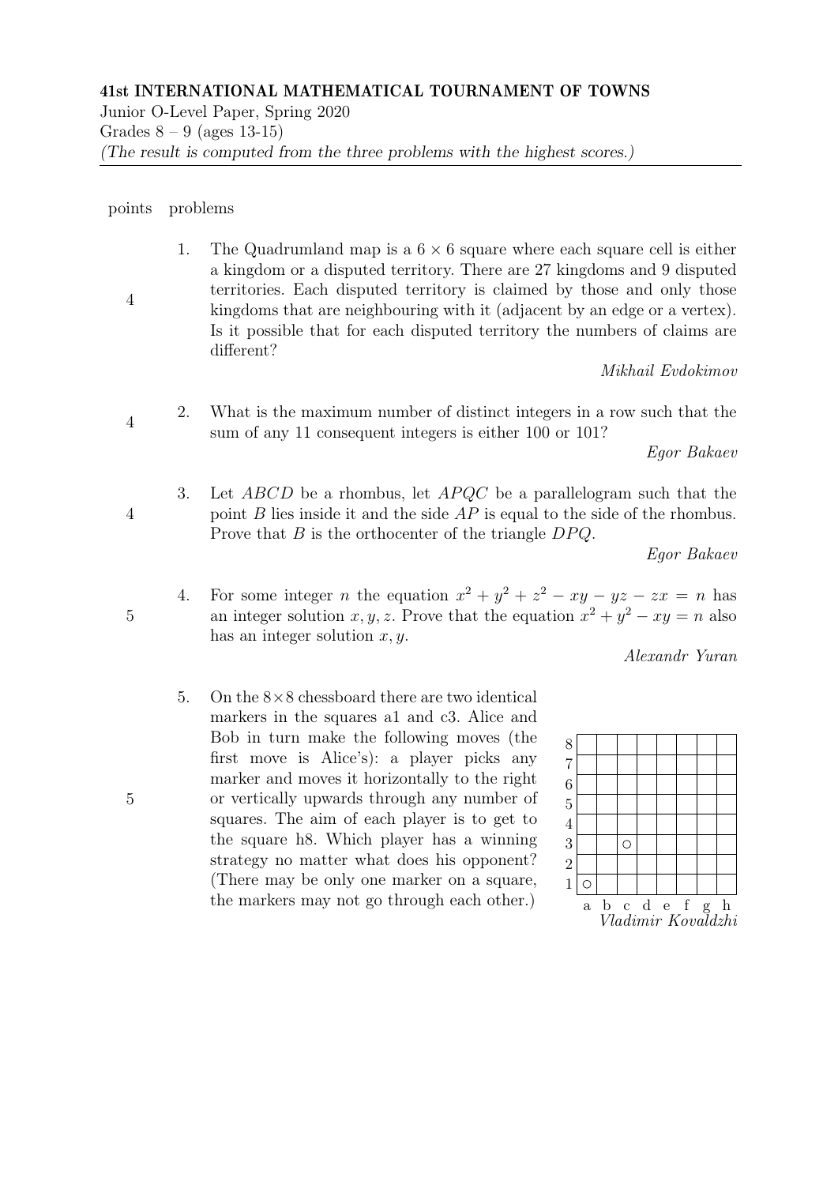**41st INTERNATIONAL MATHEMATICAL TOURNAMENT OF TOWNS**

Junior O-Level Paper, Spring 2020

Grades 8 – 9 (ages 13-15)

*(The result is computed from the three problems with the highest scores.)*

---

| points | problems |
|---|---|
| 4 | 1. The Quadrumland map is a $6 \times 6$ square where each square cell is either a kingdom or a disputed territory. There are 27 kingdoms and 9 disputed territories. Each disputed territory is claimed by those and only those kingdoms that are neighbouring with it (adjacent by an edge or a vertex). Is it possible that for each disputed territory the numbers of claims are different? *Mikhail Evdokimov* |
| 4 | 2. What is the maximum number of distinct integers in a row such that the sum of any 11 consequent integers is either 100 or 101? *Egor Bakaev* |
| 4 | 3. Let $ABCD$ be a rhombus, let $APQC$ be a parallelogram such that the point $B$ lies inside it and the side $AP$ is equal to the side of the rhombus. Prove that $B$ is the orthocenter of the triangle $DPQ$. *Egor Bakaev* |
| 5 | 4. For some integer $n$ the equation $x^2 + y^2 + z^2 - xy - yz - zx = n$ has an integer solution $x, y, z$. Prove that the equation $x^2 + y^2 - xy = n$ also has an integer solution $x, y$. *Alexandr Yuran* |
| 5 | 5. On the $8 \times 8$ chessboard there are two identical markers in the squares a1 and c3. Alice and Bob in turn make the following moves (the first move is Alice's): a player picks any marker and moves it horizontally to the right or vertically upwards through any number of squares. The aim of each player is to get to the square h8. Which player has a winning strategy no matter what does his opponent? (There may be only one marker on a square, the markers may not go through each other.) *Vladimir Kovaldzhi* |

|   | a | b | c | d | e | f | g | h |
|---|---|---|---|---|---|---|---|---|
| 8 |   |   |   |   |   |   |   |   |
| 7 |   |   |   |   |   |   |   |   |
| 6 |   |   |   |   |   |   |   |   |
| 5 |   |   |   |   |   |   |   |   |
| 4 |   |   |   |   |   |   |   |   |
| 3 |   |   | ○ |   |   |   |   |   |
| 2 |   |   |   |   |   |   |   |   |
| 1 | ○ |   |   |   |   |   |   |   |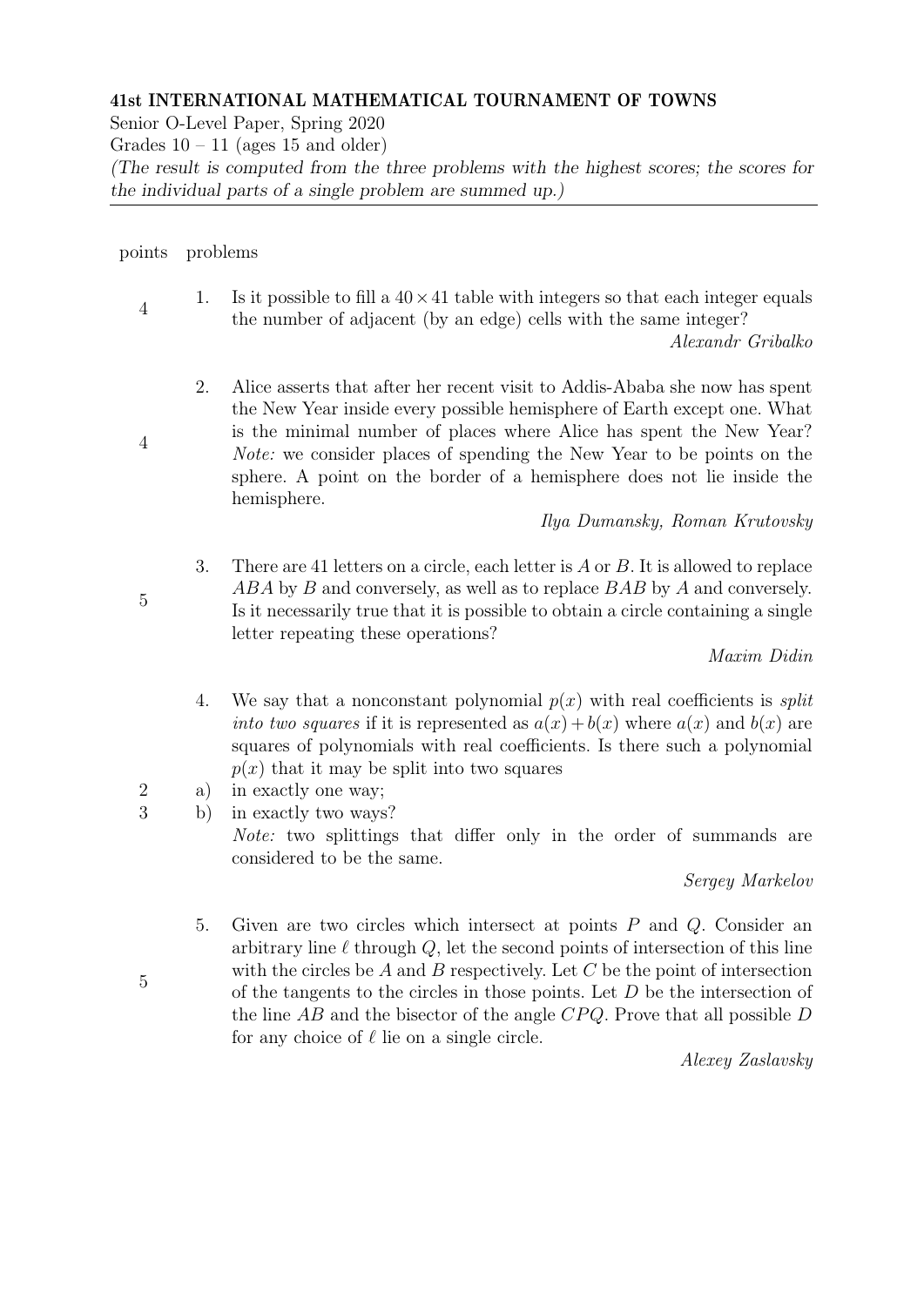**41st INTERNATIONAL MATHEMATICAL TOURNAMENT OF TOWNS**

Senior O-Level Paper, Spring 2020

Grades 10 – 11 (ages 15 and older)

*(The result is computed from the three problems with the highest scores; the scores for the individual parts of a single problem are summed up.)*

---

| points | problems |
|---|---|
| 4 | 1. Is it possible to fill a $40 \times 41$ table with integers so that each integer equals the number of adjacent (by an edge) cells with the same integer? *Alexandr Gribalko* |
| 4 | 2. Alice asserts that after her recent visit to Addis-Ababa she now has spent the New Year inside every possible hemisphere of Earth except one. What is the minimal number of places where Alice has spent the New Year? *Note:* we consider places of spending the New Year to be points on the sphere. A point on the border of a hemisphere does not lie inside the hemisphere. *Ilya Dumansky, Roman Krutovsky* |
| 5 | 3. There are 41 letters on a circle, each letter is $A$ or $B$. It is allowed to replace $ABA$ by $B$ and conversely, as well as to replace $BAB$ by $A$ and conversely. Is it necessarily true that it is possible to obtain a circle containing a single letter repeating these operations? *Maxim Didin* |
| | 4. We say that a nonconstant polynomial $p(x)$ with real coefficients is *split into two squares* if it is represented as $a(x)+b(x)$ where $a(x)$ and $b(x)$ are squares of polynomials with real coefficients. Is there such a polynomial $p(x)$ that it may be split into two squares |
| 2 | a) in exactly one way; |
| 3 | b) in exactly two ways? *Note:* two splittings that differ only in the order of summands are considered to be the same. *Sergey Markelov* |
| 5 | 5. Given are two circles which intersect at points $P$ and $Q$. Consider an arbitrary line $\ell$ through $Q$, let the second points of intersection of this line with the circles be $A$ and $B$ respectively. Let $C$ be the point of intersection of the tangents to the circles in those points. Let $D$ be the intersection of the line $AB$ and the bisector of the angle $CPQ$. Prove that all possible $D$ for any choice of $\ell$ lie on a single circle. *Alexey Zaslavsky* |